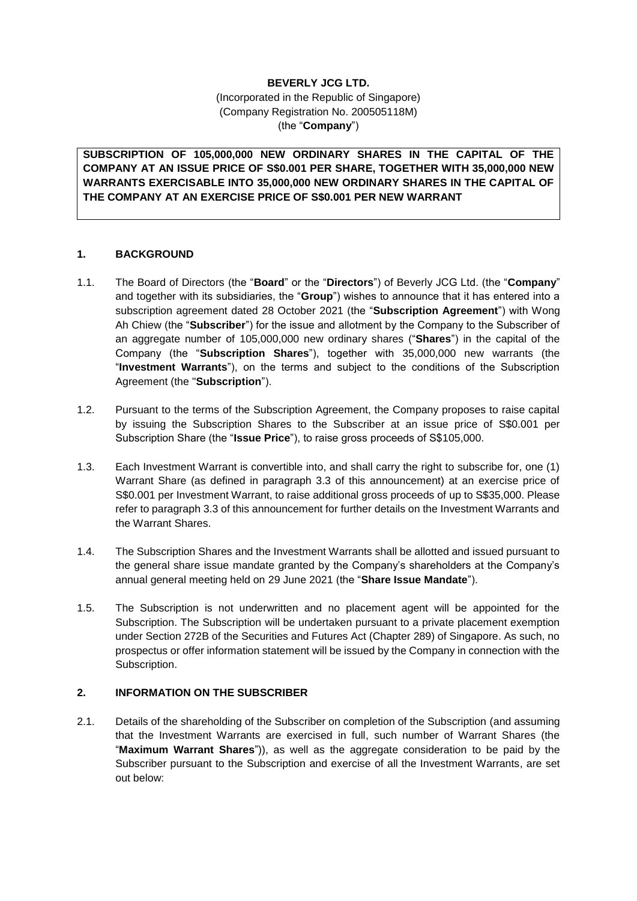**BEVERLY JCG LTD.**
(Incorporated in the Republic of Singapore)
(Company Registration No. 200505118M)
(the "**Company**")

**SUBSCRIPTION OF 105,000,000 NEW ORDINARY SHARES IN THE CAPITAL OF THE COMPANY AT AN ISSUE PRICE OF S$0.001 PER SHARE, TOGETHER WITH 35,000,000 NEW WARRANTS EXERCISABLE INTO 35,000,000 NEW ORDINARY SHARES IN THE CAPITAL OF THE COMPANY AT AN EXERCISE PRICE OF S$0.001 PER NEW WARRANT**

## 1. BACKGROUND

1.1. The Board of Directors (the "**Board**" or the "**Directors**") of Beverly JCG Ltd. (the "**Company**" and together with its subsidiaries, the "**Group**") wishes to announce that it has entered into a subscription agreement dated 28 October 2021 (the "**Subscription Agreement**") with Wong Ah Chiew (the "**Subscriber**") for the issue and allotment by the Company to the Subscriber of an aggregate number of 105,000,000 new ordinary shares ("**Shares**") in the capital of the Company (the "**Subscription Shares**"), together with 35,000,000 new warrants (the "**Investment Warrants**"), on the terms and subject to the conditions of the Subscription Agreement (the "**Subscription**").

1.2. Pursuant to the terms of the Subscription Agreement, the Company proposes to raise capital by issuing the Subscription Shares to the Subscriber at an issue price of S$0.001 per Subscription Share (the "**Issue Price**"), to raise gross proceeds of S$105,000.

1.3. Each Investment Warrant is convertible into, and shall carry the right to subscribe for, one (1) Warrant Share (as defined in paragraph 3.3 of this announcement) at an exercise price of S$0.001 per Investment Warrant, to raise additional gross proceeds of up to S$35,000. Please refer to paragraph 3.3 of this announcement for further details on the Investment Warrants and the Warrant Shares.

1.4. The Subscription Shares and the Investment Warrants shall be allotted and issued pursuant to the general share issue mandate granted by the Company's shareholders at the Company's annual general meeting held on 29 June 2021 (the "**Share Issue Mandate**").

1.5. The Subscription is not underwritten and no placement agent will be appointed for the Subscription. The Subscription will be undertaken pursuant to a private placement exemption under Section 272B of the Securities and Futures Act (Chapter 289) of Singapore. As such, no prospectus or offer information statement will be issued by the Company in connection with the Subscription.

## 2. INFORMATION ON THE SUBSCRIBER

2.1. Details of the shareholding of the Subscriber on completion of the Subscription (and assuming that the Investment Warrants are exercised in full, such number of Warrant Shares (the "**Maximum Warrant Shares**")), as well as the aggregate consideration to be paid by the Subscriber pursuant to the Subscription and exercise of all the Investment Warrants, are set out below: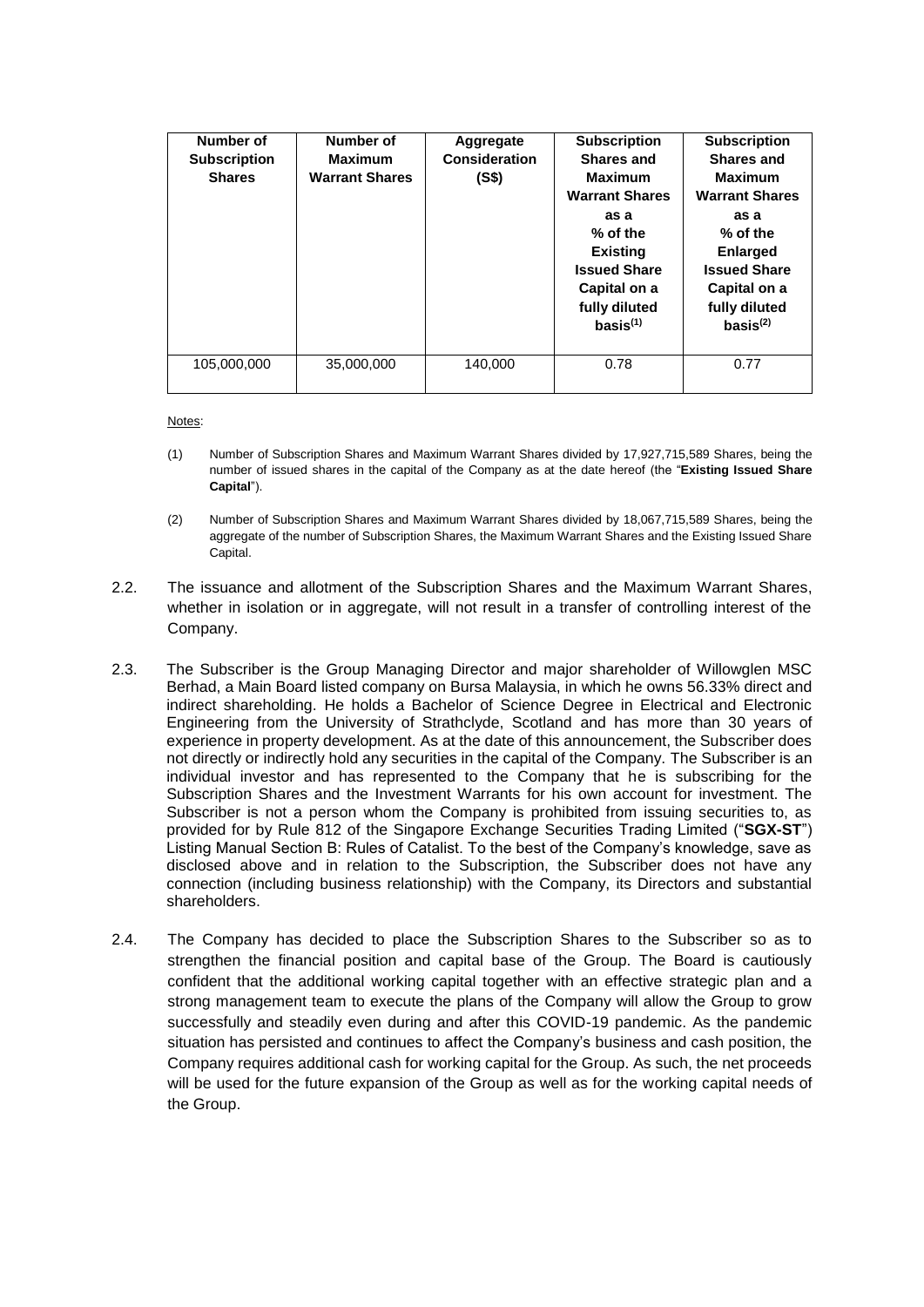| Number of Subscription Shares | Number of Maximum Warrant Shares | Aggregate Consideration (S$) | Subscription Shares and Maximum Warrant Shares as a % of the Existing Issued Share Capital on a fully diluted basis[(1)] | Subscription Shares and Maximum Warrant Shares as a % of the Enlarged Issued Share Capital on a fully diluted basis[(2)] |
|---|---|---|---|---|
| 105,000,000 | 35,000,000 | 140,000 | 0.78 | 0.77 |

Notes:

(1) Number of Subscription Shares and Maximum Warrant Shares divided by 17,927,715,589 Shares, being the number of issued shares in the capital of the Company as at the date hereof (the "**Existing Issued Share Capital**").

(2) Number of Subscription Shares and Maximum Warrant Shares divided by 18,067,715,589 Shares, being the aggregate of the number of Subscription Shares, the Maximum Warrant Shares and the Existing Issued Share Capital.

2.2. The issuance and allotment of the Subscription Shares and the Maximum Warrant Shares, whether in isolation or in aggregate, will not result in a transfer of controlling interest of the Company.

2.3. The Subscriber is the Group Managing Director and major shareholder of Willowglen MSC Berhad, a Main Board listed company on Bursa Malaysia, in which he owns 56.33% direct and indirect shareholding. He holds a Bachelor of Science Degree in Electrical and Electronic Engineering from the University of Strathclyde, Scotland and has more than 30 years of experience in property development. As at the date of this announcement, the Subscriber does not directly or indirectly hold any securities in the capital of the Company. The Subscriber is an individual investor and has represented to the Company that he is subscribing for the Subscription Shares and the Investment Warrants for his own account for investment. The Subscriber is not a person whom the Company is prohibited from issuing securities to, as provided for by Rule 812 of the Singapore Exchange Securities Trading Limited ("**SGX-ST**") Listing Manual Section B: Rules of Catalist. To the best of the Company's knowledge, save as disclosed above and in relation to the Subscription, the Subscriber does not have any connection (including business relationship) with the Company, its Directors and substantial shareholders.

2.4. The Company has decided to place the Subscription Shares to the Subscriber so as to strengthen the financial position and capital base of the Group. The Board is cautiously confident that the additional working capital together with an effective strategic plan and a strong management team to execute the plans of the Company will allow the Group to grow successfully and steadily even during and after this COVID-19 pandemic. As the pandemic situation has persisted and continues to affect the Company's business and cash position, the Company requires additional cash for working capital for the Group. As such, the net proceeds will be used for the future expansion of the Group as well as for the working capital needs of the Group.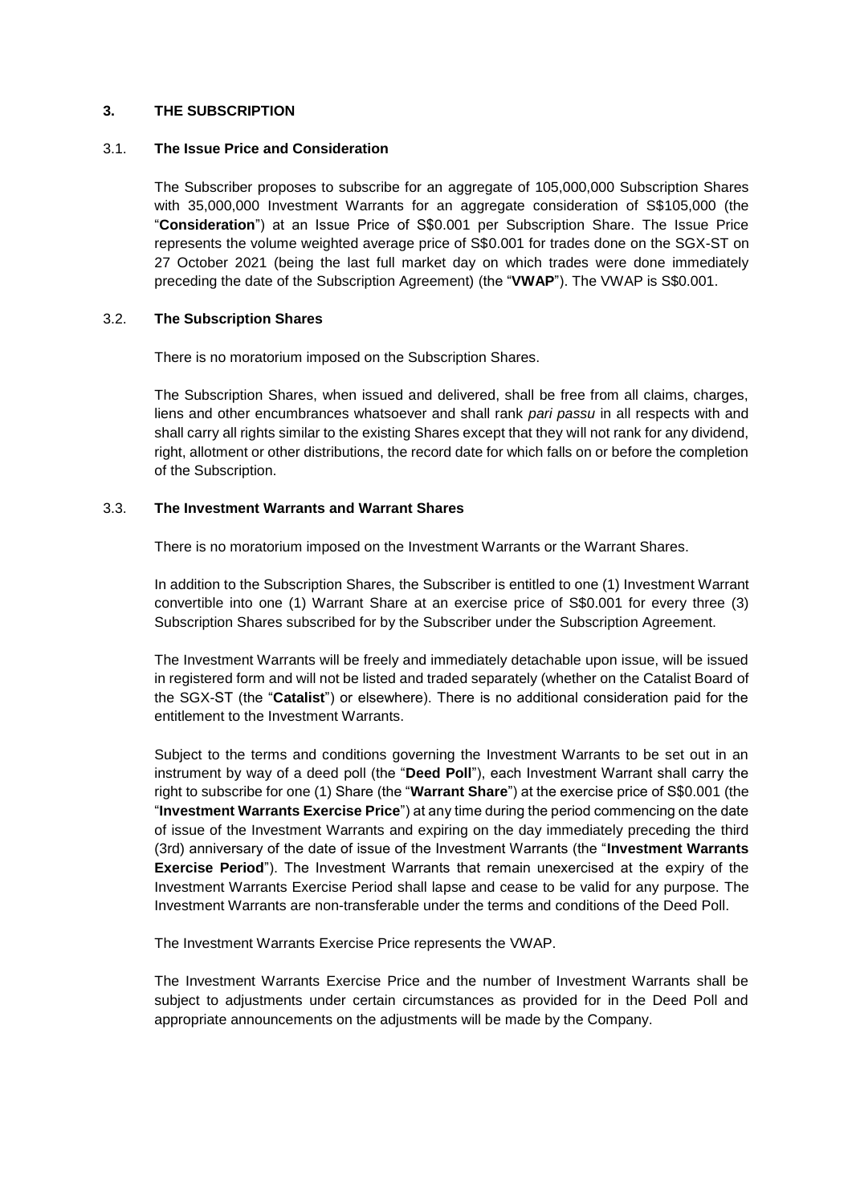## 3. THE SUBSCRIPTION

### 3.1. The Issue Price and Consideration

The Subscriber proposes to subscribe for an aggregate of 105,000,000 Subscription Shares with 35,000,000 Investment Warrants for an aggregate consideration of S$105,000 (the "**Consideration**") at an Issue Price of S$0.001 per Subscription Share. The Issue Price represents the volume weighted average price of S$0.001 for trades done on the SGX-ST on 27 October 2021 (being the last full market day on which trades were done immediately preceding the date of the Subscription Agreement) (the "**VWAP**"). The VWAP is S$0.001.

### 3.2. The Subscription Shares

There is no moratorium imposed on the Subscription Shares.

The Subscription Shares, when issued and delivered, shall be free from all claims, charges, liens and other encumbrances whatsoever and shall rank *pari passu* in all respects with and shall carry all rights similar to the existing Shares except that they will not rank for any dividend, right, allotment or other distributions, the record date for which falls on or before the completion of the Subscription.

### 3.3. The Investment Warrants and Warrant Shares

There is no moratorium imposed on the Investment Warrants or the Warrant Shares.

In addition to the Subscription Shares, the Subscriber is entitled to one (1) Investment Warrant convertible into one (1) Warrant Share at an exercise price of S$0.001 for every three (3) Subscription Shares subscribed for by the Subscriber under the Subscription Agreement.

The Investment Warrants will be freely and immediately detachable upon issue, will be issued in registered form and will not be listed and traded separately (whether on the Catalist Board of the SGX-ST (the "**Catalist**") or elsewhere). There is no additional consideration paid for the entitlement to the Investment Warrants.

Subject to the terms and conditions governing the Investment Warrants to be set out in an instrument by way of a deed poll (the "**Deed Poll**"), each Investment Warrant shall carry the right to subscribe for one (1) Share (the "**Warrant Share**") at the exercise price of S$0.001 (the "**Investment Warrants Exercise Price**") at any time during the period commencing on the date of issue of the Investment Warrants and expiring on the day immediately preceding the third (3rd) anniversary of the date of issue of the Investment Warrants (the "**Investment Warrants Exercise Period**"). The Investment Warrants that remain unexercised at the expiry of the Investment Warrants Exercise Period shall lapse and cease to be valid for any purpose. The Investment Warrants are non-transferable under the terms and conditions of the Deed Poll.

The Investment Warrants Exercise Price represents the VWAP.

The Investment Warrants Exercise Price and the number of Investment Warrants shall be subject to adjustments under certain circumstances as provided for in the Deed Poll and appropriate announcements on the adjustments will be made by the Company.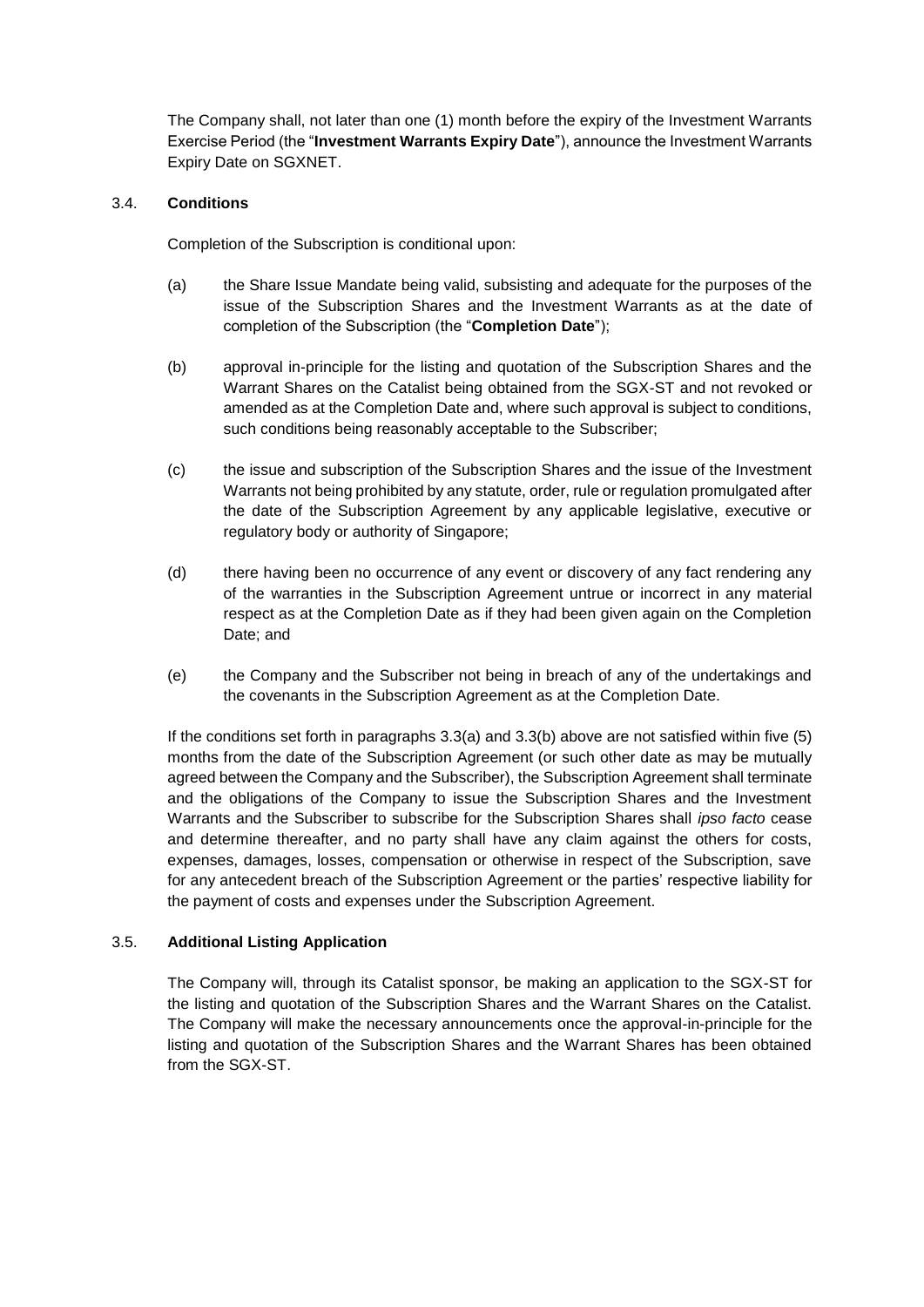The Company shall, not later than one (1) month before the expiry of the Investment Warrants Exercise Period (the "**Investment Warrants Expiry Date**"), announce the Investment Warrants Expiry Date on SGXNET.

### 3.4. Conditions

Completion of the Subscription is conditional upon:

(a) the Share Issue Mandate being valid, subsisting and adequate for the purposes of the issue of the Subscription Shares and the Investment Warrants as at the date of completion of the Subscription (the "**Completion Date**");

(b) approval in-principle for the listing and quotation of the Subscription Shares and the Warrant Shares on the Catalist being obtained from the SGX-ST and not revoked or amended as at the Completion Date and, where such approval is subject to conditions, such conditions being reasonably acceptable to the Subscriber;

(c) the issue and subscription of the Subscription Shares and the issue of the Investment Warrants not being prohibited by any statute, order, rule or regulation promulgated after the date of the Subscription Agreement by any applicable legislative, executive or regulatory body or authority of Singapore;

(d) there having been no occurrence of any event or discovery of any fact rendering any of the warranties in the Subscription Agreement untrue or incorrect in any material respect as at the Completion Date as if they had been given again on the Completion Date; and

(e) the Company and the Subscriber not being in breach of any of the undertakings and the covenants in the Subscription Agreement as at the Completion Date.

If the conditions set forth in paragraphs 3.3(a) and 3.3(b) above are not satisfied within five (5) months from the date of the Subscription Agreement (or such other date as may be mutually agreed between the Company and the Subscriber), the Subscription Agreement shall terminate and the obligations of the Company to issue the Subscription Shares and the Investment Warrants and the Subscriber to subscribe for the Subscription Shares shall *ipso facto* cease and determine thereafter, and no party shall have any claim against the others for costs, expenses, damages, losses, compensation or otherwise in respect of the Subscription, save for any antecedent breach of the Subscription Agreement or the parties' respective liability for the payment of costs and expenses under the Subscription Agreement.

### 3.5. Additional Listing Application

The Company will, through its Catalist sponsor, be making an application to the SGX-ST for the listing and quotation of the Subscription Shares and the Warrant Shares on the Catalist. The Company will make the necessary announcements once the approval-in-principle for the listing and quotation of the Subscription Shares and the Warrant Shares has been obtained from the SGX-ST.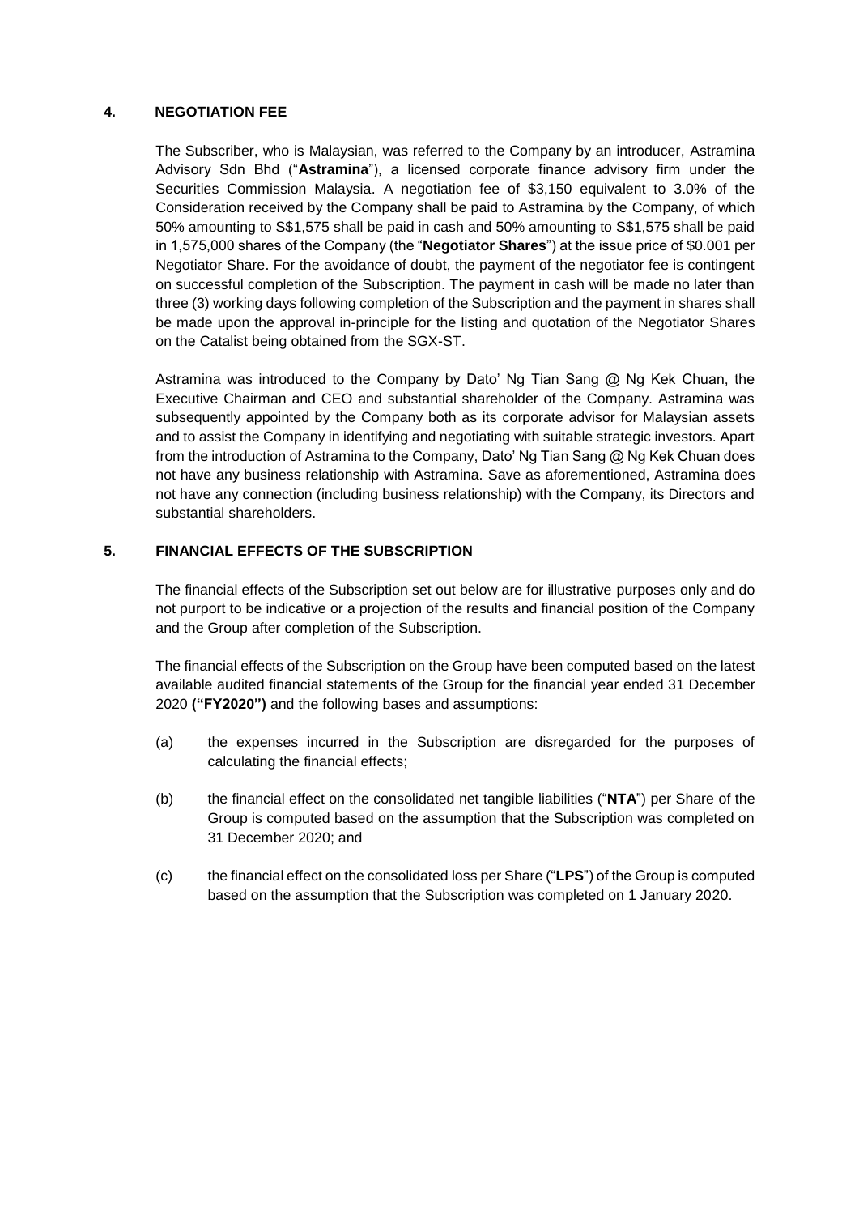## 4. NEGOTIATION FEE

The Subscriber, who is Malaysian, was referred to the Company by an introducer, Astramina Advisory Sdn Bhd ("**Astramina**"), a licensed corporate finance advisory firm under the Securities Commission Malaysia. A negotiation fee of $3,150 equivalent to 3.0% of the Consideration received by the Company shall be paid to Astramina by the Company, of which 50% amounting to S$1,575 shall be paid in cash and 50% amounting to S$1,575 shall be paid in 1,575,000 shares of the Company (the "**Negotiator Shares**") at the issue price of $0.001 per Negotiator Share. For the avoidance of doubt, the payment of the negotiator fee is contingent on successful completion of the Subscription. The payment in cash will be made no later than three (3) working days following completion of the Subscription and the payment in shares shall be made upon the approval in-principle for the listing and quotation of the Negotiator Shares on the Catalist being obtained from the SGX-ST.

Astramina was introduced to the Company by Dato' Ng Tian Sang @ Ng Kek Chuan, the Executive Chairman and CEO and substantial shareholder of the Company. Astramina was subsequently appointed by the Company both as its corporate advisor for Malaysian assets and to assist the Company in identifying and negotiating with suitable strategic investors. Apart from the introduction of Astramina to the Company, Dato' Ng Tian Sang @ Ng Kek Chuan does not have any business relationship with Astramina. Save as aforementioned, Astramina does not have any connection (including business relationship) with the Company, its Directors and substantial shareholders.

## 5. FINANCIAL EFFECTS OF THE SUBSCRIPTION

The financial effects of the Subscription set out below are for illustrative purposes only and do not purport to be indicative or a projection of the results and financial position of the Company and the Group after completion of the Subscription.

The financial effects of the Subscription on the Group have been computed based on the latest available audited financial statements of the Group for the financial year ended 31 December 2020 **("FY2020")** and the following bases and assumptions:

(a) the expenses incurred in the Subscription are disregarded for the purposes of calculating the financial effects;

(b) the financial effect on the consolidated net tangible liabilities ("**NTA**") per Share of the Group is computed based on the assumption that the Subscription was completed on 31 December 2020; and

(c) the financial effect on the consolidated loss per Share ("**LPS**") of the Group is computed based on the assumption that the Subscription was completed on 1 January 2020.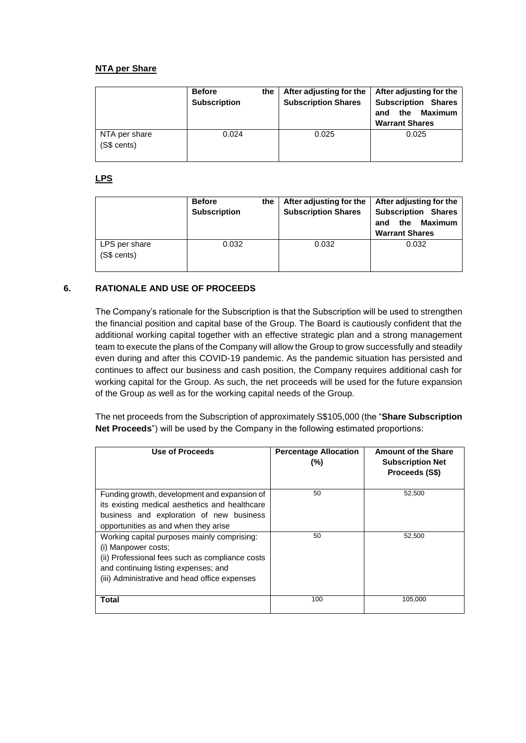**NTA per Share**

| | Before the Subscription | After adjusting for the Subscription Shares | After adjusting for the Subscription Shares and the Maximum Warrant Shares |
|---|---|---|---|
| NTA per share (S$ cents) | 0.024 | 0.025 | 0.025 |

**LPS**

| | Before the Subscription | After adjusting for the Subscription Shares | After adjusting for the Subscription Shares and the Maximum Warrant Shares |
|---|---|---|---|
| LPS per share (S$ cents) | 0.032 | 0.032 | 0.032 |

## 6. RATIONALE AND USE OF PROCEEDS

The Company's rationale for the Subscription is that the Subscription will be used to strengthen the financial position and capital base of the Group. The Board is cautiously confident that the additional working capital together with an effective strategic plan and a strong management team to execute the plans of the Company will allow the Group to grow successfully and steadily even during and after this COVID-19 pandemic. As the pandemic situation has persisted and continues to affect our business and cash position, the Company requires additional cash for working capital for the Group. As such, the net proceeds will be used for the future expansion of the Group as well as for the working capital needs of the Group.

The net proceeds from the Subscription of approximately S$105,000 (the "**Share Subscription Net Proceeds**") will be used by the Company in the following estimated proportions:

| Use of Proceeds | Percentage Allocation (%) | Amount of the Share Subscription Net Proceeds (S$) |
|---|---|---|
| Funding growth, development and expansion of its existing medical aesthetics and healthcare business and exploration of new business opportunities as and when they arise | 50 | 52,500 |
| Working capital purposes mainly comprising:<br>(i) Manpower costs;<br>(ii) Professional fees such as compliance costs and continuing listing expenses; and<br>(iii) Administrative and head office expenses | 50 | 52,500 |
| **Total** | 100 | 105,000 |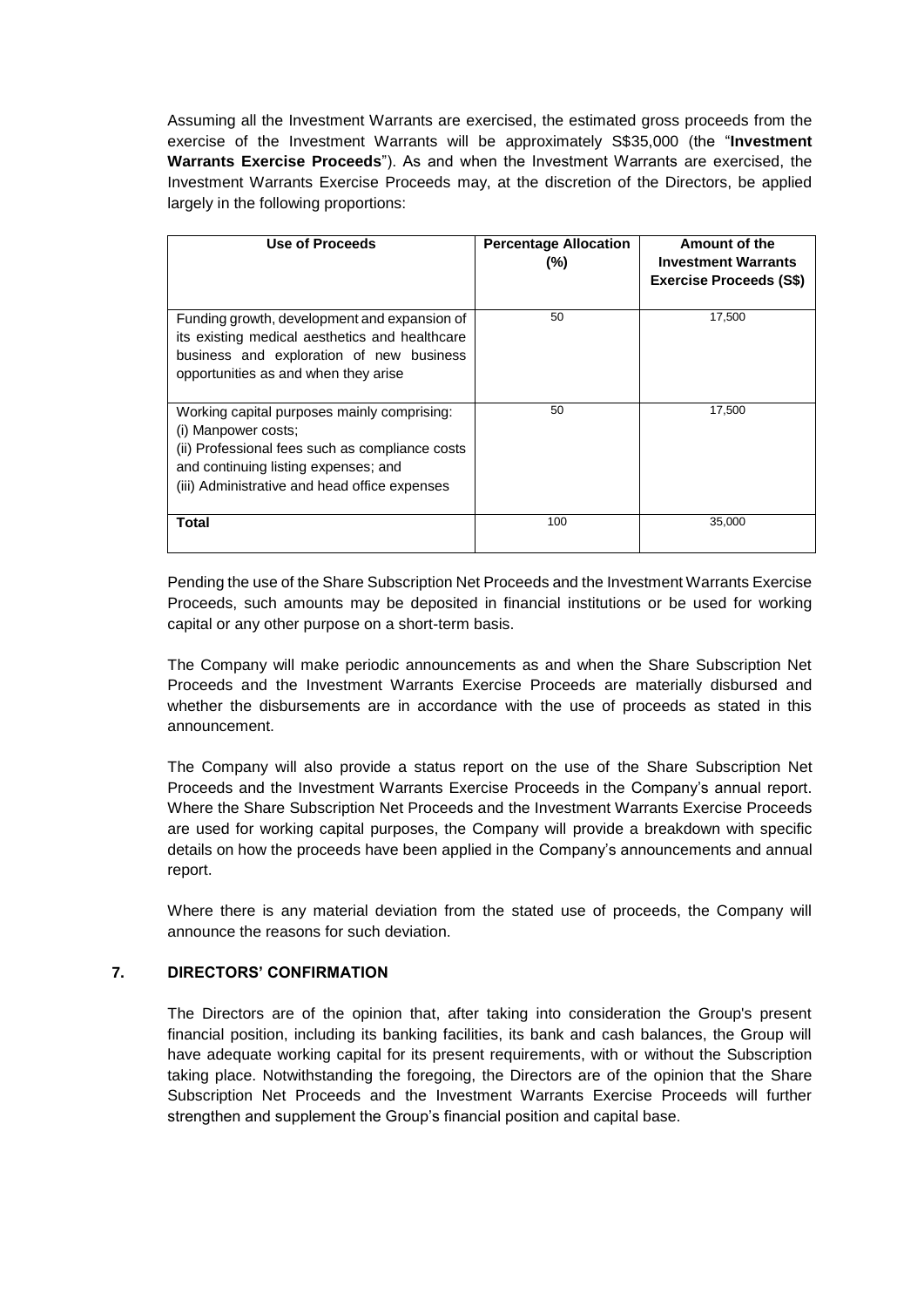Assuming all the Investment Warrants are exercised, the estimated gross proceeds from the exercise of the Investment Warrants will be approximately S$35,000 (the "**Investment Warrants Exercise Proceeds**"). As and when the Investment Warrants are exercised, the Investment Warrants Exercise Proceeds may, at the discretion of the Directors, be applied largely in the following proportions:

| Use of Proceeds | Percentage Allocation (%) | Amount of the Investment Warrants Exercise Proceeds (S$) |
|---|---|---|
| Funding growth, development and expansion of its existing medical aesthetics and healthcare business and exploration of new business opportunities as and when they arise | 50 | 17,500 |
| Working capital purposes mainly comprising:<br>(i) Manpower costs;<br>(ii) Professional fees such as compliance costs and continuing listing expenses; and<br>(iii) Administrative and head office expenses | 50 | 17,500 |
| **Total** | 100 | 35,000 |

Pending the use of the Share Subscription Net Proceeds and the Investment Warrants Exercise Proceeds, such amounts may be deposited in financial institutions or be used for working capital or any other purpose on a short-term basis.

The Company will make periodic announcements as and when the Share Subscription Net Proceeds and the Investment Warrants Exercise Proceeds are materially disbursed and whether the disbursements are in accordance with the use of proceeds as stated in this announcement.

The Company will also provide a status report on the use of the Share Subscription Net Proceeds and the Investment Warrants Exercise Proceeds in the Company's annual report. Where the Share Subscription Net Proceeds and the Investment Warrants Exercise Proceeds are used for working capital purposes, the Company will provide a breakdown with specific details on how the proceeds have been applied in the Company's announcements and annual report.

Where there is any material deviation from the stated use of proceeds, the Company will announce the reasons for such deviation.

## 7. DIRECTORS' CONFIRMATION

The Directors are of the opinion that, after taking into consideration the Group's present financial position, including its banking facilities, its bank and cash balances, the Group will have adequate working capital for its present requirements, with or without the Subscription taking place. Notwithstanding the foregoing, the Directors are of the opinion that the Share Subscription Net Proceeds and the Investment Warrants Exercise Proceeds will further strengthen and supplement the Group's financial position and capital base.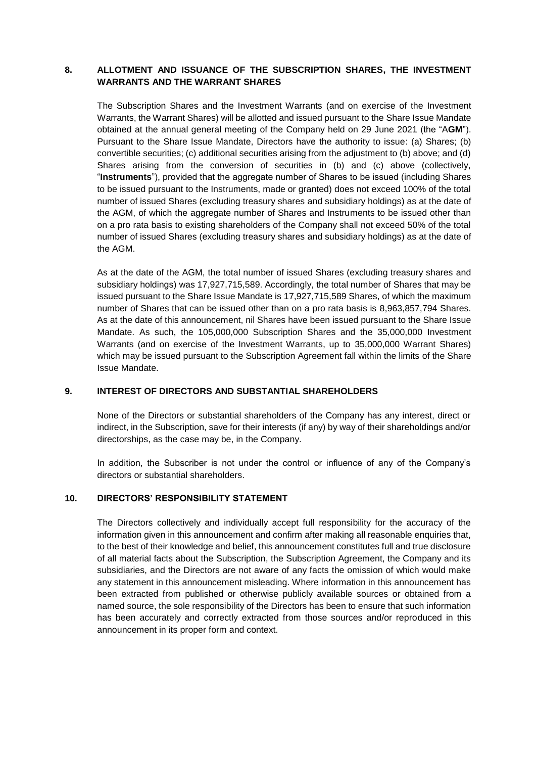## 8. ALLOTMENT AND ISSUANCE OF THE SUBSCRIPTION SHARES, THE INVESTMENT WARRANTS AND THE WARRANT SHARES

The Subscription Shares and the Investment Warrants (and on exercise of the Investment Warrants, the Warrant Shares) will be allotted and issued pursuant to the Share Issue Mandate obtained at the annual general meeting of the Company held on 29 June 2021 (the "A**GM**"). Pursuant to the Share Issue Mandate, Directors have the authority to issue: (a) Shares; (b) convertible securities; (c) additional securities arising from the adjustment to (b) above; and (d) Shares arising from the conversion of securities in (b) and (c) above (collectively, "**Instruments**"), provided that the aggregate number of Shares to be issued (including Shares to be issued pursuant to the Instruments, made or granted) does not exceed 100% of the total number of issued Shares (excluding treasury shares and subsidiary holdings) as at the date of the AGM, of which the aggregate number of Shares and Instruments to be issued other than on a pro rata basis to existing shareholders of the Company shall not exceed 50% of the total number of issued Shares (excluding treasury shares and subsidiary holdings) as at the date of the AGM.

As at the date of the AGM, the total number of issued Shares (excluding treasury shares and subsidiary holdings) was 17,927,715,589. Accordingly, the total number of Shares that may be issued pursuant to the Share Issue Mandate is 17,927,715,589 Shares, of which the maximum number of Shares that can be issued other than on a pro rata basis is 8,963,857,794 Shares. As at the date of this announcement, nil Shares have been issued pursuant to the Share Issue Mandate. As such, the 105,000,000 Subscription Shares and the 35,000,000 Investment Warrants (and on exercise of the Investment Warrants, up to 35,000,000 Warrant Shares) which may be issued pursuant to the Subscription Agreement fall within the limits of the Share Issue Mandate.

## 9. INTEREST OF DIRECTORS AND SUBSTANTIAL SHAREHOLDERS

None of the Directors or substantial shareholders of the Company has any interest, direct or indirect, in the Subscription, save for their interests (if any) by way of their shareholdings and/or directorships, as the case may be, in the Company.

In addition, the Subscriber is not under the control or influence of any of the Company's directors or substantial shareholders.

## 10. DIRECTORS' RESPONSIBILITY STATEMENT

The Directors collectively and individually accept full responsibility for the accuracy of the information given in this announcement and confirm after making all reasonable enquiries that, to the best of their knowledge and belief, this announcement constitutes full and true disclosure of all material facts about the Subscription, the Subscription Agreement, the Company and its subsidiaries, and the Directors are not aware of any facts the omission of which would make any statement in this announcement misleading. Where information in this announcement has been extracted from published or otherwise publicly available sources or obtained from a named source, the sole responsibility of the Directors has been to ensure that such information has been accurately and correctly extracted from those sources and/or reproduced in this announcement in its proper form and context.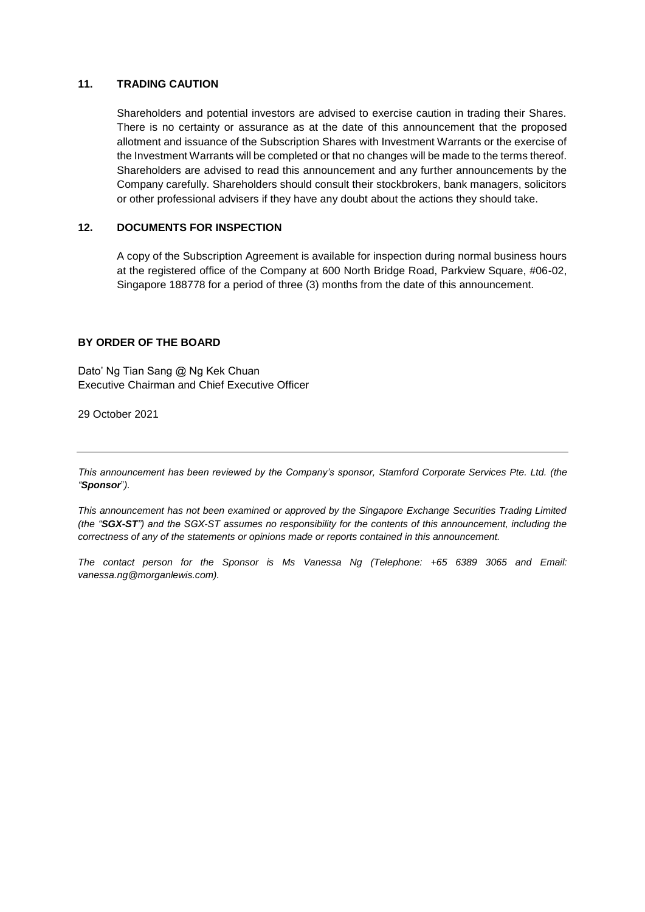## 11. TRADING CAUTION

Shareholders and potential investors are advised to exercise caution in trading their Shares. There is no certainty or assurance as at the date of this announcement that the proposed allotment and issuance of the Subscription Shares with Investment Warrants or the exercise of the Investment Warrants will be completed or that no changes will be made to the terms thereof. Shareholders are advised to read this announcement and any further announcements by the Company carefully. Shareholders should consult their stockbrokers, bank managers, solicitors or other professional advisers if they have any doubt about the actions they should take.

## 12. DOCUMENTS FOR INSPECTION

A copy of the Subscription Agreement is available for inspection during normal business hours at the registered office of the Company at 600 North Bridge Road, Parkview Square, #06-02, Singapore 188778 for a period of three (3) months from the date of this announcement.

**BY ORDER OF THE BOARD**

Dato' Ng Tian Sang @ Ng Kek Chuan
Executive Chairman and Chief Executive Officer

29 October 2021

---

*This announcement has been reviewed by the Company's sponsor, Stamford Corporate Services Pte. Ltd. (the "**Sponsor**").*

*This announcement has not been examined or approved by the Singapore Exchange Securities Trading Limited (the "**SGX-ST**") and the SGX-ST assumes no responsibility for the contents of this announcement, including the correctness of any of the statements or opinions made or reports contained in this announcement.*

*The contact person for the Sponsor is Ms Vanessa Ng (Telephone: +65 6389 3065 and Email: vanessa.ng@morganlewis.com).*